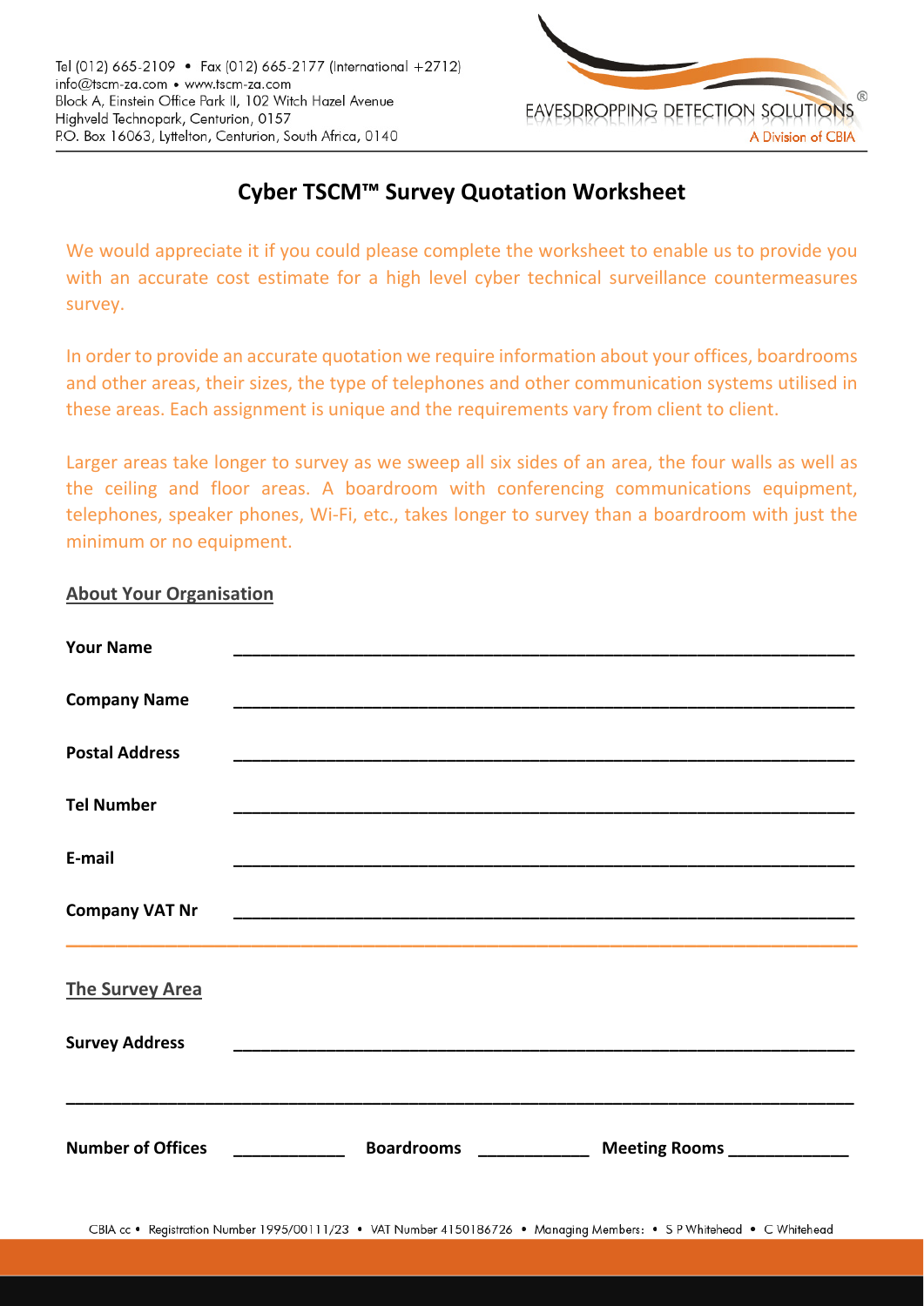Tel (012) 665-2109 • Fax (012) 665-2177 (International +2712)
info@tscm-za.com • www.tscm-za.com
Block A, Einstein Office Park II, 102 Witch Hazel Avenue
Highveld Technopark, Centurion, 0157
P.O. Box 16063, Lyttelton, Centurion, South Africa, 0140

EAVESDROPPING DETECTION SOLUTIONS®
A Division of CBIA

# Cyber TSCM™ Survey Quotation Worksheet

We would appreciate it if you could please complete the worksheet to enable us to provide you with an accurate cost estimate for a high level cyber technical surveillance countermeasures survey.

In order to provide an accurate quotation we require information about your offices, boardrooms and other areas, their sizes, the type of telephones and other communication systems utilised in these areas. Each assignment is unique and the requirements vary from client to client.

Larger areas take longer to survey as we sweep all six sides of an area, the four walls as well as the ceiling and floor areas. A boardroom with conferencing communications equipment, telephones, speaker phones, Wi-Fi, etc., takes longer to survey than a boardroom with just the minimum or no equipment.

## About Your Organisation

**Your Name** ______________________________

**Company Name** ______________________________

**Postal Address** ______________________________

**Tel Number** ______________________________

**E-mail** ______________________________

**Company VAT Nr** ______________________________

---

## The Survey Area

**Survey Address** ______________________________

______________________________

**Number of Offices** ____________ **Boardrooms** ____________ **Meeting Rooms** ____________

CBIA cc • Registration Number 1995/00111/23 • VAT Number 4150186726 • Managing Members: • S P Whitehead • C Whitehead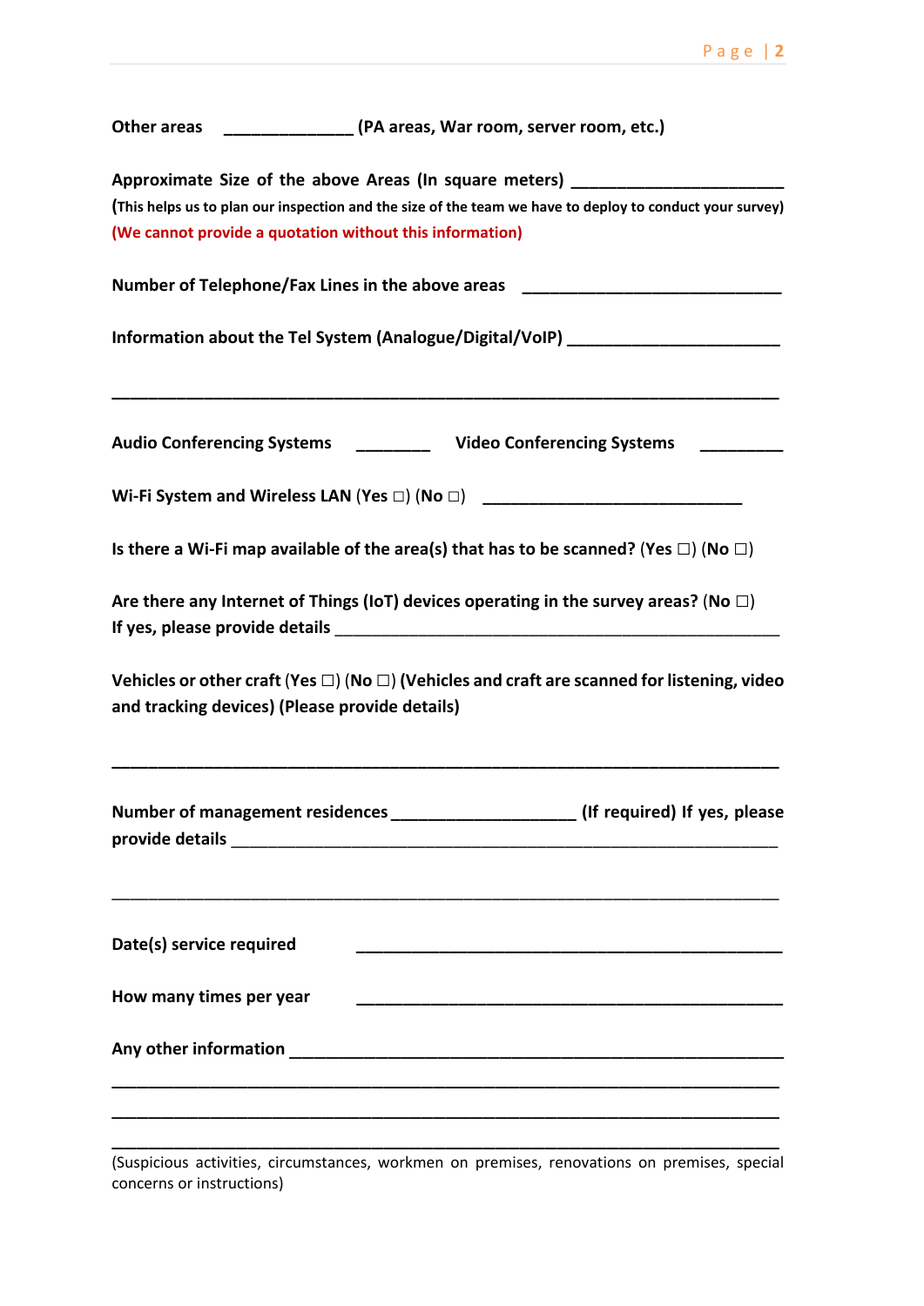**Other areas** ______________ **(PA areas, War room, server room, etc.)**

**Approximate Size of the above Areas (In square meters)** ______________________

**(This helps us to plan our inspection and the size of the team we have to deploy to conduct your survey)**

**(We cannot provide a quotation without this information)**

**Number of Telephone/Fax Lines in the above areas** ____________________________

**Information about the Tel System (Analogue/Digital/VoIP)** ______________________

______________________________________________________________________

**Audio Conferencing Systems** ________ **Video Conferencing Systems** _________

**Wi-Fi System and Wireless LAN** (**Yes** □) (**No** □) ____________________________

**Is there a Wi-Fi map available of the area(s) that has to be scanned?** (**Yes** □) (**No** □)

**Are there any Internet of Things (IoT) devices operating in the survey areas?** (**No** □)
**If yes, please provide details** _______________________________________________

**Vehicles or other craft** (**Yes** □) (**No** □) **(Vehicles and craft are scanned for listening, video and tracking devices) (Please provide details)**

______________________________________________________________________

**Number of management residences** ____________________ **(If required) If yes, please provide details** ____________________________________________________________

______________________________________________________________________

**Date(s) service required** ______________________________________________

**How many times per year** ______________________________________________

**Any other information** ____________________________________________________

______________________________________________________________________

______________________________________________________________________

______________________________________________________________________

(Suspicious activities, circumstances, workmen on premises, renovations on premises, special concerns or instructions)